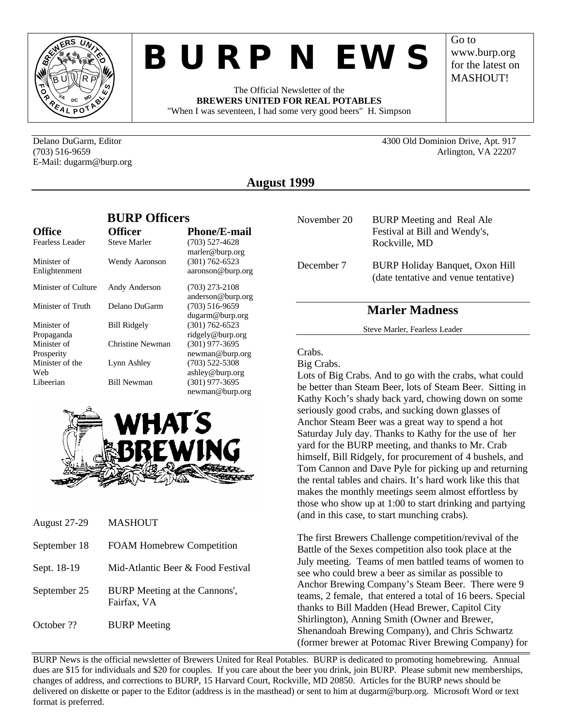# B U R P  N EWS

The Official Newsletter of the
**BREWERS UNITED FOR REAL POTABLES**
"When I was seventeen, I had some very good beers" H. Simpson

Go to www.burp.org for the latest on MASHOUT!

Delano DuGarm, Editor
(703) 516-9659
E-Mail: dugarm@burp.org

4300 Old Dominion Drive, Apt. 917
Arlington, VA 22207

## August 1999

### BURP Officers

| Office | Officer | Phone/E-mail |
|---|---|---|
| Fearless Leader | Steve Marler | (703) 527-4628 marler@burp.org |
| Minister of Enlightenment | Wendy Aaronson | (301) 762-6523 aaronson@burp.org |
| Minister of Culture | Andy Anderson | (703) 273-2108 anderson@burp.org |
| Minister of Truth | Delano DuGarm | (703) 516-9659 dugarm@burp.org |
| Minister of Propaganda | Bill Ridgely | (301) 762-6523 ridgely@burp.org |
| Minister of Prosperity | Christine Newman | (301) 977-3695 newman@burp.org |
| Minister of the Web | Lynn Ashley | (703) 522-5308 ashley@burp.org |
| Libeerian | Bill Newman | (301) 977-3695 newman@burp.org |

### What's Brewing

| | |
|---|---|
| August 27-29 | MASHOUT |
| September 18 | FOAM Homebrew Competition |
| Sept. 18-19 | Mid-Atlantic Beer & Food Festival |
| September 25 | BURP Meeting at the Cannons', Fairfax, VA |
| October ?? | BURP Meeting |
| November 20 | BURP Meeting and Real Ale Festival at Bill and Wendy's, Rockville, MD |
| December 7 | BURP Holiday Banquet, Oxon Hill (date tentative and venue tentative) |

## Marler Madness

Steve Marler, Fearless Leader

Crabs.
Big Crabs.
Lots of Big Crabs. And to go with the crabs, what could be better than Steam Beer, lots of Steam Beer. Sitting in Kathy Koch's shady back yard, chowing down on some seriously good crabs, and sucking down glasses of Anchor Steam Beer was a great way to spend a hot Saturday July day. Thanks to Kathy for the use of her yard for the BURP meeting, and thanks to Mr. Crab himself, Bill Ridgely, for procurement of 4 bushels, and Tom Cannon and Dave Pyle for picking up and returning the rental tables and chairs. It's hard work like this that makes the monthly meetings seem almost effortless by those who show up at 1:00 to start drinking and partying (and in this case, to start munching crabs).

The first Brewers Challenge competition/revival of the Battle of the Sexes competition also took place at the July meeting. Teams of men battled teams of women to see who could brew a beer as similar as possible to Anchor Brewing Company's Steam Beer. There were 9 teams, 2 female, that entered a total of 16 beers. Special thanks to Bill Madden (Head Brewer, Capitol City Shirlington), Anning Smith (Owner and Brewer, Shenandoah Brewing Company), and Chris Schwartz (former brewer at Potomac River Brewing Company) for

BURP News is the official newsletter of Brewers United for Real Potables. BURP is dedicated to promoting homebrewing. Annual dues are $15 for individuals and $20 for couples. If you care about the beer you drink, join BURP. Please submit new memberships, changes of address, and corrections to BURP, 15 Harvard Court, Rockville, MD 20850. Articles for the BURP news should be delivered on diskette or paper to the Editor (address is in the masthead) or sent to him at dugarm@burp.org. Microsoft Word or text format is preferred.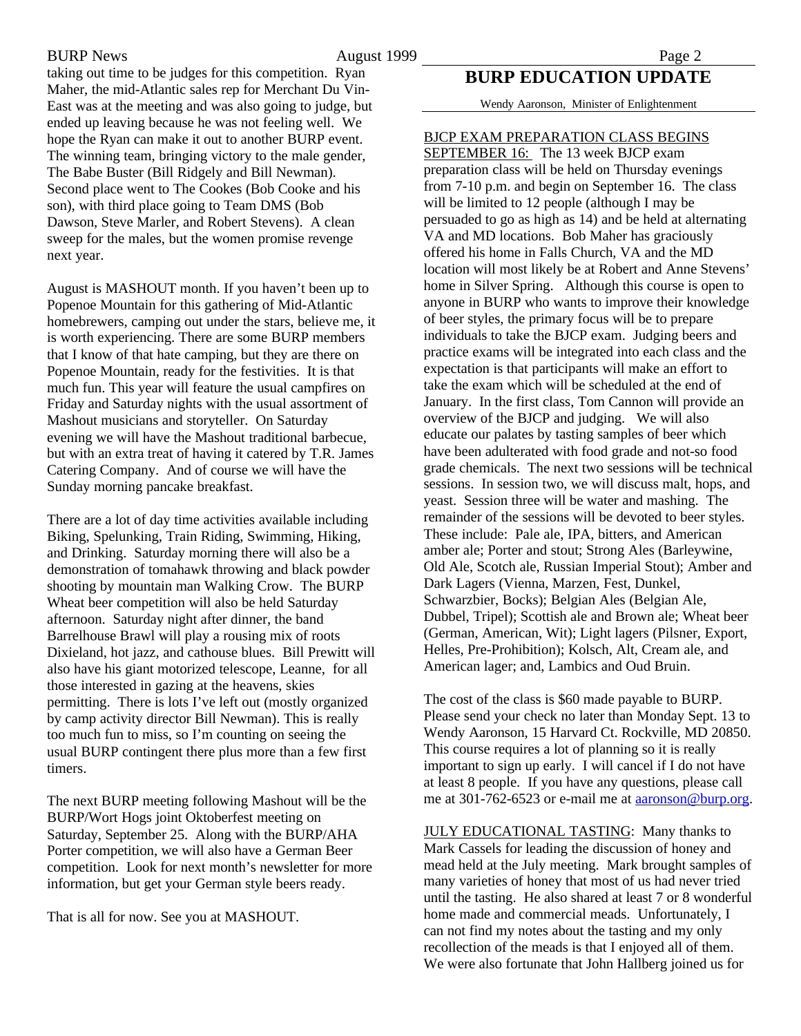taking out time to be judges for this competition. Ryan Maher, the mid-Atlantic sales rep for Merchant Du Vin-East was at the meeting and was also going to judge, but ended up leaving because he was not feeling well. We hope the Ryan can make it out to another BURP event. The winning team, bringing victory to the male gender, The Babe Buster (Bill Ridgely and Bill Newman). Second place went to The Cookes (Bob Cooke and his son), with third place going to Team DMS (Bob Dawson, Steve Marler, and Robert Stevens). A clean sweep for the males, but the women promise revenge next year.

August is MASHOUT month. If you haven't been up to Popenoe Mountain for this gathering of Mid-Atlantic homebrewers, camping out under the stars, believe me, it is worth experiencing. There are some BURP members that I know of that hate camping, but they are there on Popenoe Mountain, ready for the festivities. It is that much fun. This year will feature the usual campfires on Friday and Saturday nights with the usual assortment of Mashout musicians and storyteller. On Saturday evening we will have the Mashout traditional barbecue, but with an extra treat of having it catered by T.R. James Catering Company. And of course we will have the Sunday morning pancake breakfast.

There are a lot of day time activities available including Biking, Spelunking, Train Riding, Swimming, Hiking, and Drinking. Saturday morning there will also be a demonstration of tomahawk throwing and black powder shooting by mountain man Walking Crow. The BURP Wheat beer competition will also be held Saturday afternoon. Saturday night after dinner, the band Barrelhouse Brawl will play a rousing mix of roots Dixieland, hot jazz, and cathouse blues. Bill Prewitt will also have his giant motorized telescope, Leanne, for all those interested in gazing at the heavens, skies permitting. There is lots I've left out (mostly organized by camp activity director Bill Newman). This is really too much fun to miss, so I'm counting on seeing the usual BURP contingent there plus more than a few first timers.

The next BURP meeting following Mashout will be the BURP/Wort Hogs joint Oktoberfest meeting on Saturday, September 25. Along with the BURP/AHA Porter competition, we will also have a German Beer competition. Look for next month's newsletter for more information, but get your German style beers ready.

That is all for now. See you at MASHOUT.

# BURP EDUCATION UPDATE

Wendy Aaronson, Minister of Enlightenment

BJCP EXAM PREPARATION CLASS BEGINS SEPTEMBER 16: The 13 week BJCP exam preparation class will be held on Thursday evenings from 7-10 p.m. and begin on September 16. The class will be limited to 12 people (although I may be persuaded to go as high as 14) and be held at alternating VA and MD locations. Bob Maher has graciously offered his home in Falls Church, VA and the MD location will most likely be at Robert and Anne Stevens' home in Silver Spring. Although this course is open to anyone in BURP who wants to improve their knowledge of beer styles, the primary focus will be to prepare individuals to take the BJCP exam. Judging beers and practice exams will be integrated into each class and the expectation is that participants will make an effort to take the exam which will be scheduled at the end of January. In the first class, Tom Cannon will provide an overview of the BJCP and judging. We will also educate our palates by tasting samples of beer which have been adulterated with food grade and not-so food grade chemicals. The next two sessions will be technical sessions. In session two, we will discuss malt, hops, and yeast. Session three will be water and mashing. The remainder of the sessions will be devoted to beer styles. These include: Pale ale, IPA, bitters, and American amber ale; Porter and stout; Strong Ales (Barleywine, Old Ale, Scotch ale, Russian Imperial Stout); Amber and Dark Lagers (Vienna, Marzen, Fest, Dunkel, Schwarzbier, Bocks); Belgian Ales (Belgian Ale, Dubbel, Tripel); Scottish ale and Brown ale; Wheat beer (German, American, Wit); Light lagers (Pilsner, Export, Helles, Pre-Prohibition); Kolsch, Alt, Cream ale, and American lager; and, Lambics and Oud Bruin.

The cost of the class is $60 made payable to BURP. Please send your check no later than Monday Sept. 13 to Wendy Aaronson, 15 Harvard Ct. Rockville, MD 20850. This course requires a lot of planning so it is really important to sign up early. I will cancel if I do not have at least 8 people. If you have any questions, please call me at 301-762-6523 or e-mail me at aaronson@burp.org.

JULY EDUCATIONAL TASTING: Many thanks to Mark Cassels for leading the discussion of honey and mead held at the July meeting. Mark brought samples of many varieties of honey that most of us had never tried until the tasting. He also shared at least 7 or 8 wonderful home made and commercial meads. Unfortunately, I can not find my notes about the tasting and my only recollection of the meads is that I enjoyed all of them. We were also fortunate that John Hallberg joined us for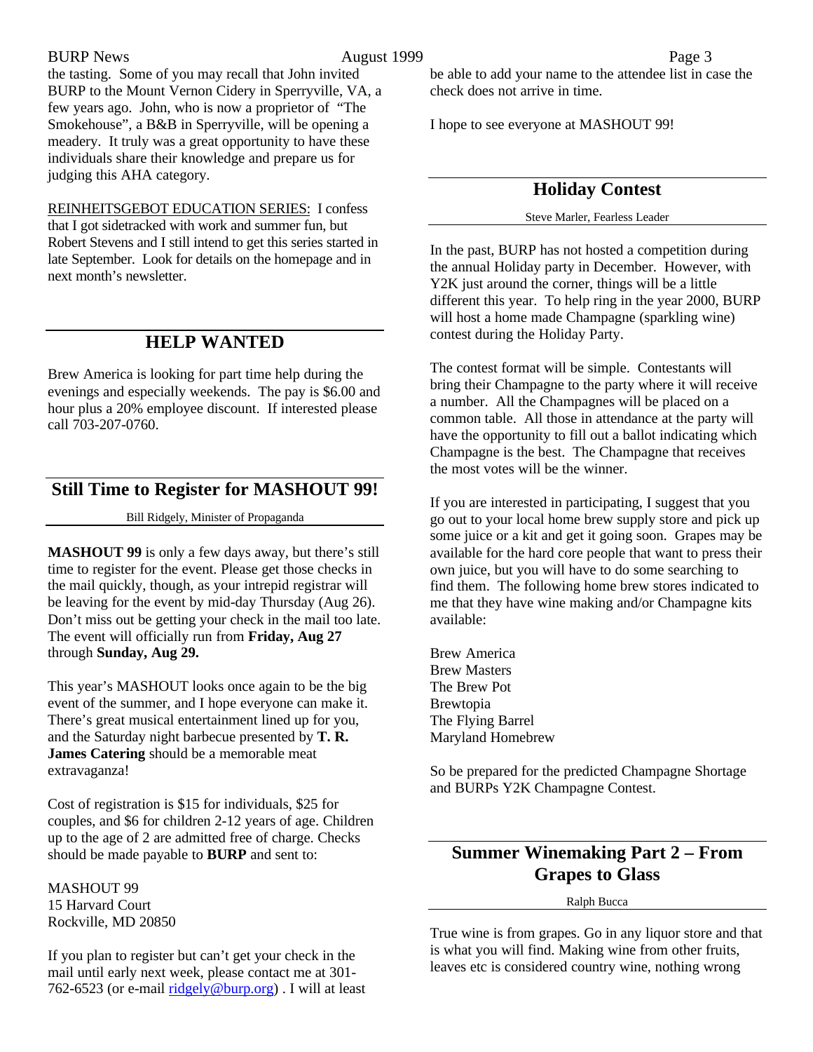the tasting. Some of you may recall that John invited BURP to the Mount Vernon Cidery in Sperryville, VA, a few years ago. John, who is now a proprietor of "The Smokehouse", a B&B in Sperryville, will be opening a meadery. It truly was a great opportunity to have these individuals share their knowledge and prepare us for judging this AHA category.

REINHEITSGEBOT EDUCATION SERIES: I confess that I got sidetracked with work and summer fun, but Robert Stevens and I still intend to get this series started in late September. Look for details on the homepage and in next month's newsletter.

## HELP WANTED

Brew America is looking for part time help during the evenings and especially weekends. The pay is $6.00 and hour plus a 20% employee discount. If interested please call 703-207-0760.

## Still Time to Register for MASHOUT 99!

Bill Ridgely, Minister of Propaganda

**MASHOUT 99** is only a few days away, but there's still time to register for the event. Please get those checks in the mail quickly, though, as your intrepid registrar will be leaving for the event by mid-day Thursday (Aug 26). Don't miss out be getting your check in the mail too late. The event will officially run from **Friday, Aug 27** through **Sunday, Aug 29.**

This year's MASHOUT looks once again to be the big event of the summer, and I hope everyone can make it. There's great musical entertainment lined up for you, and the Saturday night barbecue presented by **T. R. James Catering** should be a memorable meat extravaganza!

Cost of registration is $15 for individuals, $25 for couples, and $6 for children 2-12 years of age. Children up to the age of 2 are admitted free of charge. Checks should be made payable to **BURP** and sent to:

MASHOUT 99
15 Harvard Court
Rockville, MD 20850

If you plan to register but can't get your check in the mail until early next week, please contact me at 301-762-6523 (or e-mail ridgely@burp.org) . I will at least be able to add your name to the attendee list in case the check does not arrive in time.

I hope to see everyone at MASHOUT 99!

## Holiday Contest

Steve Marler, Fearless Leader

In the past, BURP has not hosted a competition during the annual Holiday party in December. However, with Y2K just around the corner, things will be a little different this year. To help ring in the year 2000, BURP will host a home made Champagne (sparkling wine) contest during the Holiday Party.

The contest format will be simple. Contestants will bring their Champagne to the party where it will receive a number. All the Champagnes will be placed on a common table. All those in attendance at the party will have the opportunity to fill out a ballot indicating which Champagne is the best. The Champagne that receives the most votes will be the winner.

If you are interested in participating, I suggest that you go out to your local home brew supply store and pick up some juice or a kit and get it going soon. Grapes may be available for the hard core people that want to press their own juice, but you will have to do some searching to find them. The following home brew stores indicated to me that they have wine making and/or Champagne kits available:

Brew America
Brew Masters
The Brew Pot
Brewtopia
The Flying Barrel
Maryland Homebrew

So be prepared for the predicted Champagne Shortage and BURPs Y2K Champagne Contest.

## Summer Winemaking Part 2 – From Grapes to Glass

Ralph Bucca

True wine is from grapes. Go in any liquor store and that is what you will find. Making wine from other fruits, leaves etc is considered country wine, nothing wrong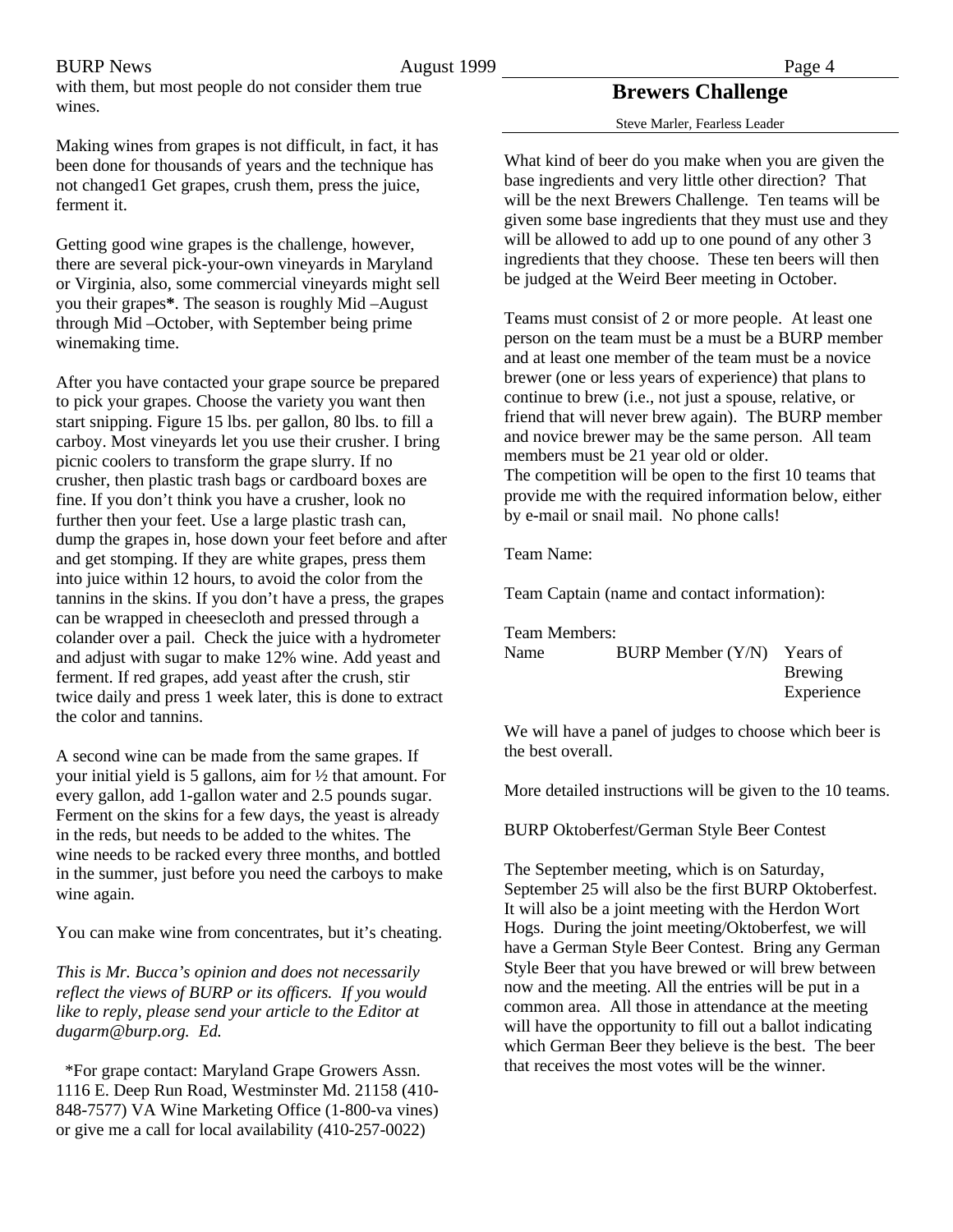with them, but most people do not consider them true wines.

Making wines from grapes is not difficult, in fact, it has been done for thousands of years and the technique has not changed1 Get grapes, crush them, press the juice, ferment it.

Getting good wine grapes is the challenge, however, there are several pick-your-own vineyards in Maryland or Virginia, also, some commercial vineyards might sell you their grapes**\***. The season is roughly Mid –August through Mid –October, with September being prime winemaking time.

After you have contacted your grape source be prepared to pick your grapes. Choose the variety you want then start snipping. Figure 15 lbs. per gallon, 80 lbs. to fill a carboy. Most vineyards let you use their crusher. I bring picnic coolers to transform the grape slurry. If no crusher, then plastic trash bags or cardboard boxes are fine. If you don't think you have a crusher, look no further then your feet. Use a large plastic trash can, dump the grapes in, hose down your feet before and after and get stomping. If they are white grapes, press them into juice within 12 hours, to avoid the color from the tannins in the skins. If you don't have a press, the grapes can be wrapped in cheesecloth and pressed through a colander over a pail. Check the juice with a hydrometer and adjust with sugar to make 12% wine. Add yeast and ferment. If red grapes, add yeast after the crush, stir twice daily and press 1 week later, this is done to extract the color and tannins.

A second wine can be made from the same grapes. If your initial yield is 5 gallons, aim for ½ that amount. For every gallon, add 1-gallon water and 2.5 pounds sugar. Ferment on the skins for a few days, the yeast is already in the reds, but needs to be added to the whites. The wine needs to be racked every three months, and bottled in the summer, just before you need the carboys to make wine again.

You can make wine from concentrates, but it's cheating.

*This is Mr. Bucca's opinion and does not necessarily reflect the views of BURP or its officers. If you would like to reply, please send your article to the Editor at dugarm@burp.org. Ed.*

*For grape contact: Maryland Grape Growers Assn. 1116 E. Deep Run Road, Westminster Md. 21158 (410-848-7577) VA Wine Marketing Office (1-800-va vines) or give me a call for local availability (410-257-0022)

## Brewers Challenge

Steve Marler, Fearless Leader

What kind of beer do you make when you are given the base ingredients and very little other direction? That will be the next Brewers Challenge. Ten teams will be given some base ingredients that they must use and they will be allowed to add up to one pound of any other 3 ingredients that they choose. These ten beers will then be judged at the Weird Beer meeting in October.

Teams must consist of 2 or more people. At least one person on the team must be a must be a BURP member and at least one member of the team must be a novice brewer (one or less years of experience) that plans to continue to brew (i.e., not just a spouse, relative, or friend that will never brew again). The BURP member and novice brewer may be the same person. All team members must be 21 year old or older.
The competition will be open to the first 10 teams that provide me with the required information below, either by e-mail or snail mail. No phone calls!

Team Name:

Team Captain (name and contact information):

Team Members:

| Name | BURP Member (Y/N) | Years of Brewing Experience |
|---|---|---|

We will have a panel of judges to choose which beer is the best overall.

More detailed instructions will be given to the 10 teams.

BURP Oktoberfest/German Style Beer Contest

The September meeting, which is on Saturday, September 25 will also be the first BURP Oktoberfest. It will also be a joint meeting with the Herdon Wort Hogs. During the joint meeting/Oktoberfest, we will have a German Style Beer Contest. Bring any German Style Beer that you have brewed or will brew between now and the meeting. All the entries will be put in a common area. All those in attendance at the meeting will have the opportunity to fill out a ballot indicating which German Beer they believe is the best. The beer that receives the most votes will be the winner.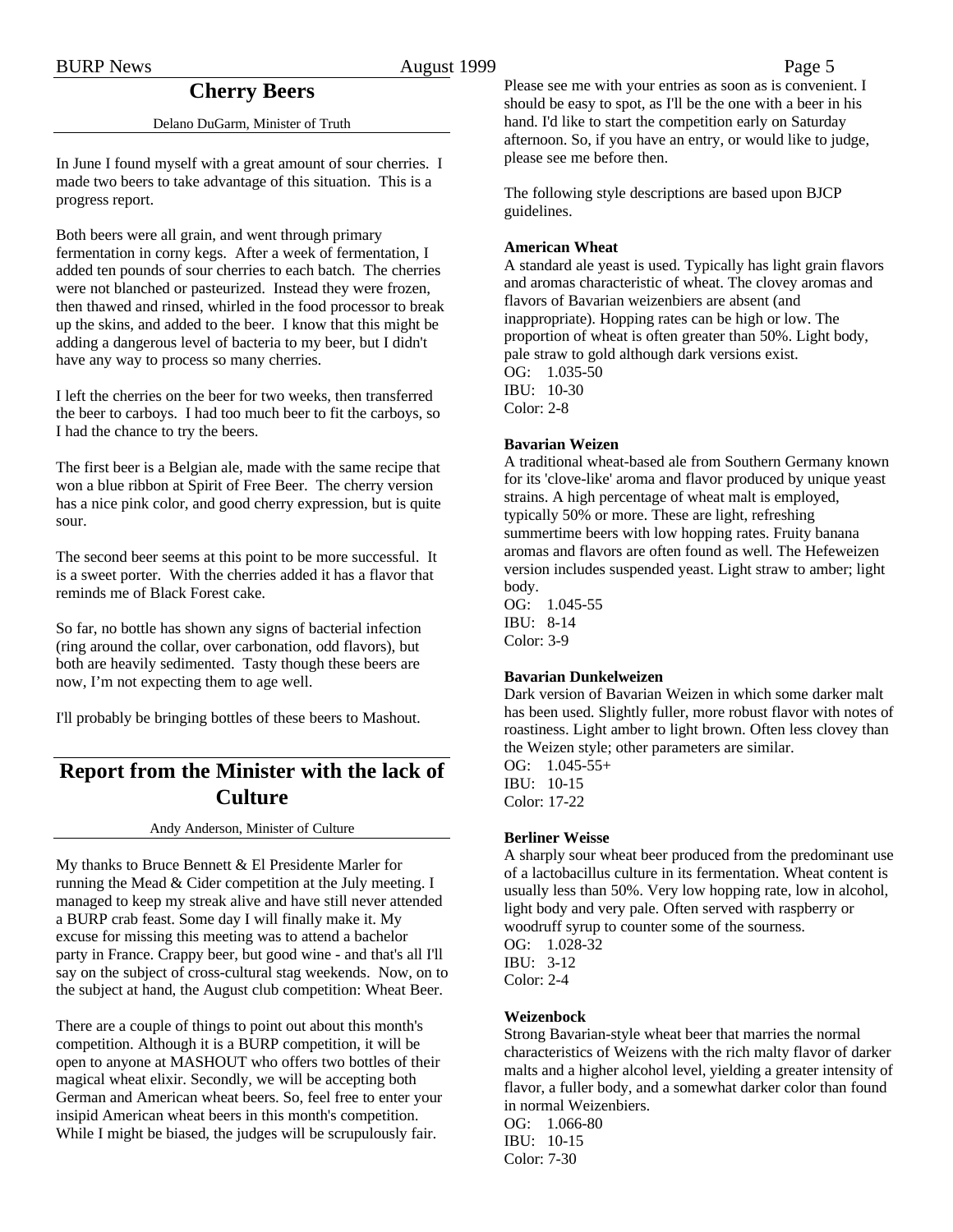## Cherry Beers

Delano DuGarm, Minister of Truth

In June I found myself with a great amount of sour cherries. I made two beers to take advantage of this situation. This is a progress report.

Both beers were all grain, and went through primary fermentation in corny kegs. After a week of fermentation, I added ten pounds of sour cherries to each batch. The cherries were not blanched or pasteurized. Instead they were frozen, then thawed and rinsed, whirled in the food processor to break up the skins, and added to the beer. I know that this might be adding a dangerous level of bacteria to my beer, but I didn't have any way to process so many cherries.

I left the cherries on the beer for two weeks, then transferred the beer to carboys. I had too much beer to fit the carboys, so I had the chance to try the beers.

The first beer is a Belgian ale, made with the same recipe that won a blue ribbon at Spirit of Free Beer. The cherry version has a nice pink color, and good cherry expression, but is quite sour.

The second beer seems at this point to be more successful. It is a sweet porter. With the cherries added it has a flavor that reminds me of Black Forest cake.

So far, no bottle has shown any signs of bacterial infection (ring around the collar, over carbonation, odd flavors), but both are heavily sedimented. Tasty though these beers are now, I'm not expecting them to age well.

I'll probably be bringing bottles of these beers to Mashout.

## Report from the Minister with the lack of Culture

Andy Anderson, Minister of Culture

My thanks to Bruce Bennett & El Presidente Marler for running the Mead & Cider competition at the July meeting. I managed to keep my streak alive and have still never attended a BURP crab feast. Some day I will finally make it. My excuse for missing this meeting was to attend a bachelor party in France. Crappy beer, but good wine - and that's all I'll say on the subject of cross-cultural stag weekends. Now, on to the subject at hand, the August club competition: Wheat Beer.

There are a couple of things to point out about this month's competition. Although it is a BURP competition, it will be open to anyone at MASHOUT who offers two bottles of their magical wheat elixir. Secondly, we will be accepting both German and American wheat beers. So, feel free to enter your insipid American wheat beers in this month's competition. While I might be biased, the judges will be scrupulously fair.

Please see me with your entries as soon as is convenient. I should be easy to spot, as I'll be the one with a beer in his hand. I'd like to start the competition early on Saturday afternoon. So, if you have an entry, or would like to judge, please see me before then.

The following style descriptions are based upon BJCP guidelines.

**American Wheat**
A standard ale yeast is used. Typically has light grain flavors and aromas characteristic of wheat. The clovey aromas and flavors of Bavarian weizenbiers are absent (and inappropriate). Hopping rates can be high or low. The proportion of wheat is often greater than 50%. Light body, pale straw to gold although dark versions exist.
OG: 1.035-50
IBU: 10-30
Color: 2-8

**Bavarian Weizen**
A traditional wheat-based ale from Southern Germany known for its 'clove-like' aroma and flavor produced by unique yeast strains. A high percentage of wheat malt is employed, typically 50% or more. These are light, refreshing summertime beers with low hopping rates. Fruity banana aromas and flavors are often found as well. The Hefeweizen version includes suspended yeast. Light straw to amber; light body.
OG: 1.045-55
IBU: 8-14
Color: 3-9

**Bavarian Dunkelweizen**
Dark version of Bavarian Weizen in which some darker malt has been used. Slightly fuller, more robust flavor with notes of roastiness. Light amber to light brown. Often less clovey than the Weizen style; other parameters are similar.
OG: 1.045-55+
IBU: 10-15
Color: 17-22

**Berliner Weisse**
A sharply sour wheat beer produced from the predominant use of a lactobacillus culture in its fermentation. Wheat content is usually less than 50%. Very low hopping rate, low in alcohol, light body and very pale. Often served with raspberry or woodruff syrup to counter some of the sourness.
OG: 1.028-32
IBU: 3-12
Color: 2-4

**Weizenbock**
Strong Bavarian-style wheat beer that marries the normal characteristics of Weizens with the rich malty flavor of darker malts and a higher alcohol level, yielding a greater intensity of flavor, a fuller body, and a somewhat darker color than found in normal Weizenbiers.
OG: 1.066-80
IBU: 10-15
Color: 7-30